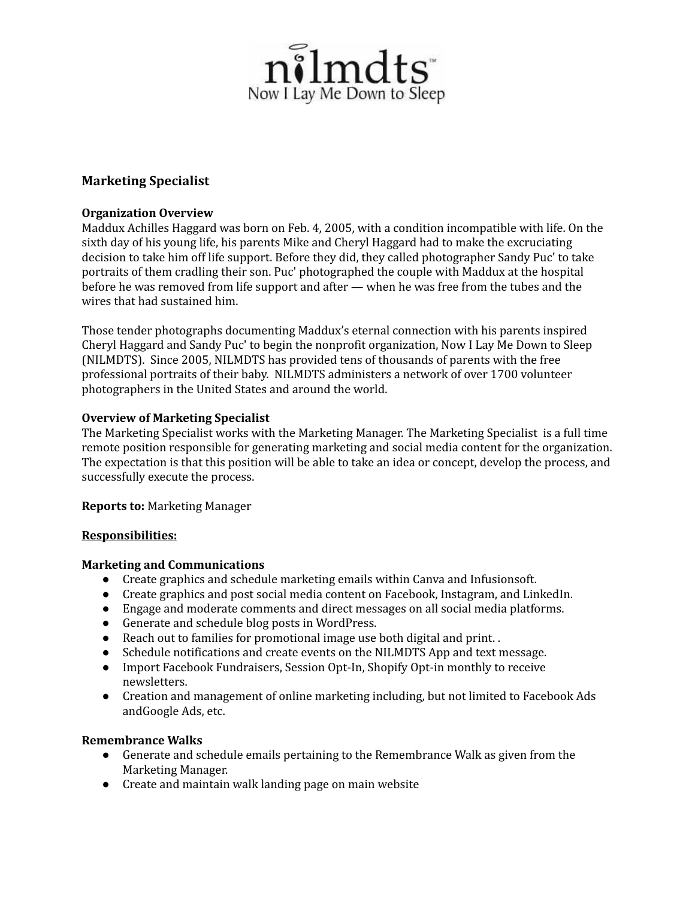nilmdts™
Now I Lay Me Down to Sleep

## Marketing Specialist

**Organization Overview**
Maddux Achilles Haggard was born on Feb. 4, 2005, with a condition incompatible with life. On the sixth day of his young life, his parents Mike and Cheryl Haggard had to make the excruciating decision to take him off life support. Before they did, they called photographer Sandy Puc' to take portraits of them cradling their son. Puc' photographed the couple with Maddux at the hospital before he was removed from life support and after — when he was free from the tubes and the wires that had sustained him.

Those tender photographs documenting Maddux's eternal connection with his parents inspired Cheryl Haggard and Sandy Puc' to begin the nonprofit organization, Now I Lay Me Down to Sleep (NILMDTS). Since 2005, NILMDTS has provided tens of thousands of parents with the free professional portraits of their baby. NILMDTS administers a network of over 1700 volunteer photographers in the United States and around the world.

**Overview of Marketing Specialist**
The Marketing Specialist works with the Marketing Manager. The Marketing Specialist is a full time remote position responsible for generating marketing and social media content for the organization. The expectation is that this position will be able to take an idea or concept, develop the process, and successfully execute the process.

**Reports to:** Marketing Manager

**Responsibilities:**

**Marketing and Communications**
- Create graphics and schedule marketing emails within Canva and Infusionsoft.
- Create graphics and post social media content on Facebook, Instagram, and LinkedIn.
- Engage and moderate comments and direct messages on all social media platforms.
- Generate and schedule blog posts in WordPress.
- Reach out to families for promotional image use both digital and print. .
- Schedule notifications and create events on the NILMDTS App and text message.
- Import Facebook Fundraisers, Session Opt-In, Shopify Opt-in monthly to receive newsletters.
- Creation and management of online marketing including, but not limited to Facebook Ads andGoogle Ads, etc.

**Remembrance Walks**
- Generate and schedule emails pertaining to the Remembrance Walk as given from the Marketing Manager.
- Create and maintain walk landing page on main website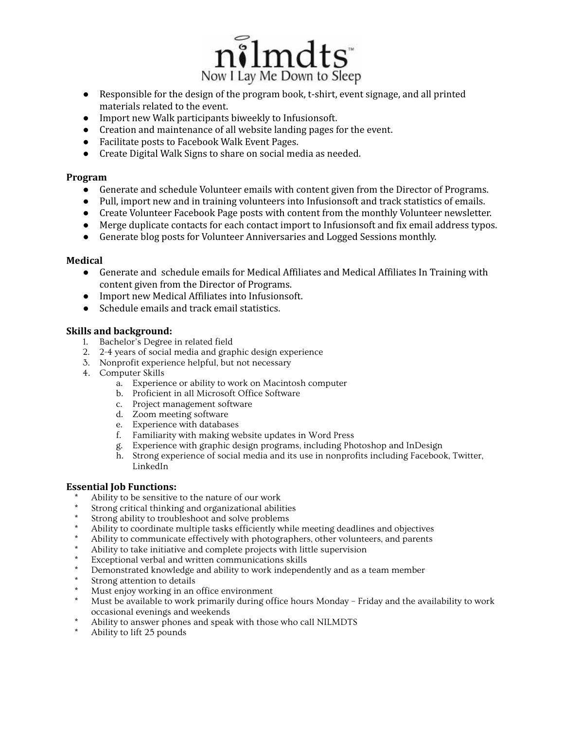- Responsible for the design of the program book, t-shirt, event signage, and all printed materials related to the event.
- Import new Walk participants biweekly to Infusionsoft.
- Creation and maintenance of all website landing pages for the event.
- Facilitate posts to Facebook Walk Event Pages.
- Create Digital Walk Signs to share on social media as needed.

**Program**

- Generate and schedule Volunteer emails with content given from the Director of Programs.
- Pull, import new and in training volunteers into Infusionsoft and track statistics of emails.
- Create Volunteer Facebook Page posts with content from the monthly Volunteer newsletter.
- Merge duplicate contacts for each contact import to Infusionsoft and fix email address typos.
- Generate blog posts for Volunteer Anniversaries and Logged Sessions monthly.

**Medical**

- Generate and schedule emails for Medical Affiliates and Medical Affiliates In Training with content given from the Director of Programs.
- Import new Medical Affiliates into Infusionsoft.
- Schedule emails and track email statistics.

**Skills and background:**

1. Bachelor's Degree in related field
2. 2-4 years of social media and graphic design experience
3. Nonprofit experience helpful, but not necessary
4. Computer Skills
   a. Experience or ability to work on Macintosh computer
   b. Proficient in all Microsoft Office Software
   c. Project management software
   d. Zoom meeting software
   e. Experience with databases
   f. Familiarity with making website updates in Word Press
   g. Experience with graphic design programs, including Photoshop and InDesign
   h. Strong experience of social media and its use in nonprofits including Facebook, Twitter, LinkedIn

**Essential Job Functions:**

* Ability to be sensitive to the nature of our work
* Strong critical thinking and organizational abilities
* Strong ability to troubleshoot and solve problems
* Ability to coordinate multiple tasks efficiently while meeting deadlines and objectives
* Ability to communicate effectively with photographers, other volunteers, and parents
* Ability to take initiative and complete projects with little supervision
* Exceptional verbal and written communications skills
* Demonstrated knowledge and ability to work independently and as a team member
* Strong attention to details
* Must enjoy working in an office environment
* Must be available to work primarily during office hours Monday – Friday and the availability to work occasional evenings and weekends
* Ability to answer phones and speak with those who call NILMDTS
* Ability to lift 25 pounds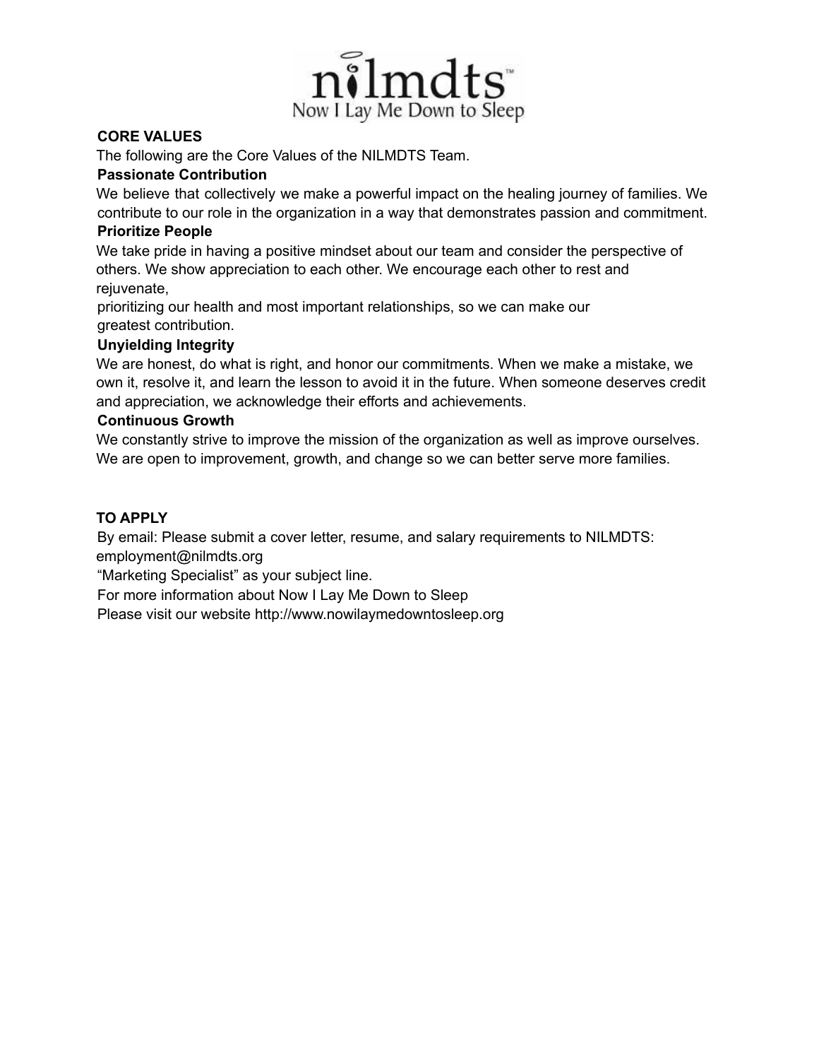nilmdts™

Now I Lay Me Down to Sleep

**CORE VALUES**

The following are the Core Values of the NILMDTS Team.

**Passionate Contribution**

We believe that collectively we make a powerful impact on the healing journey of families. We contribute to our role in the organization in a way that demonstrates passion and commitment.

**Prioritize People**

We take pride in having a positive mindset about our team and consider the perspective of others. We show appreciation to each other. We encourage each other to rest and rejuvenate,
prioritizing our health and most important relationships, so we can make our greatest contribution.

**Unyielding Integrity**

We are honest, do what is right, and honor our commitments. When we make a mistake, we own it, resolve it, and learn the lesson to avoid it in the future. When someone deserves credit and appreciation, we acknowledge their efforts and achievements.

**Continuous Growth**

We constantly strive to improve the mission of the organization as well as improve ourselves. We are open to improvement, growth, and change so we can better serve more families.

**TO APPLY**

By email: Please submit a cover letter, resume, and salary requirements to NILMDTS: employment@nilmdts.org

“Marketing Specialist” as your subject line.

For more information about Now I Lay Me Down to Sleep

Please visit our website http://www.nowilaymedowntosleep.org